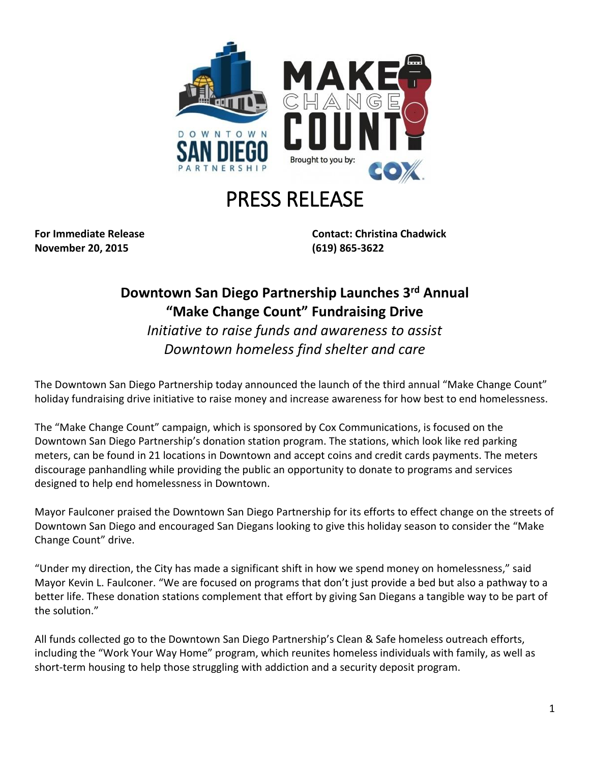# PRESS RELEASE

**For Immediate Release**
**November 20, 2015**

**Contact: Christina Chadwick**
**(619) 865-3622**

## Downtown San Diego Partnership Launches 3rd Annual "Make Change Count" Fundraising Drive

*Initiative to raise funds and awareness to assist Downtown homeless find shelter and care*

The Downtown San Diego Partnership today announced the launch of the third annual "Make Change Count" holiday fundraising drive initiative to raise money and increase awareness for how best to end homelessness.

The "Make Change Count" campaign, which is sponsored by Cox Communications, is focused on the Downtown San Diego Partnership's donation station program. The stations, which look like red parking meters, can be found in 21 locations in Downtown and accept coins and credit cards payments. The meters discourage panhandling while providing the public an opportunity to donate to programs and services designed to help end homelessness in Downtown.

Mayor Faulconer praised the Downtown San Diego Partnership for its efforts to effect change on the streets of Downtown San Diego and encouraged San Diegans looking to give this holiday season to consider the "Make Change Count" drive.

"Under my direction, the City has made a significant shift in how we spend money on homelessness," said Mayor Kevin L. Faulconer. "We are focused on programs that don't just provide a bed but also a pathway to a better life. These donation stations complement that effort by giving San Diegans a tangible way to be part of the solution."

All funds collected go to the Downtown San Diego Partnership's Clean & Safe homeless outreach efforts, including the "Work Your Way Home" program, which reunites homeless individuals with family, as well as short-term housing to help those struggling with addiction and a security deposit program.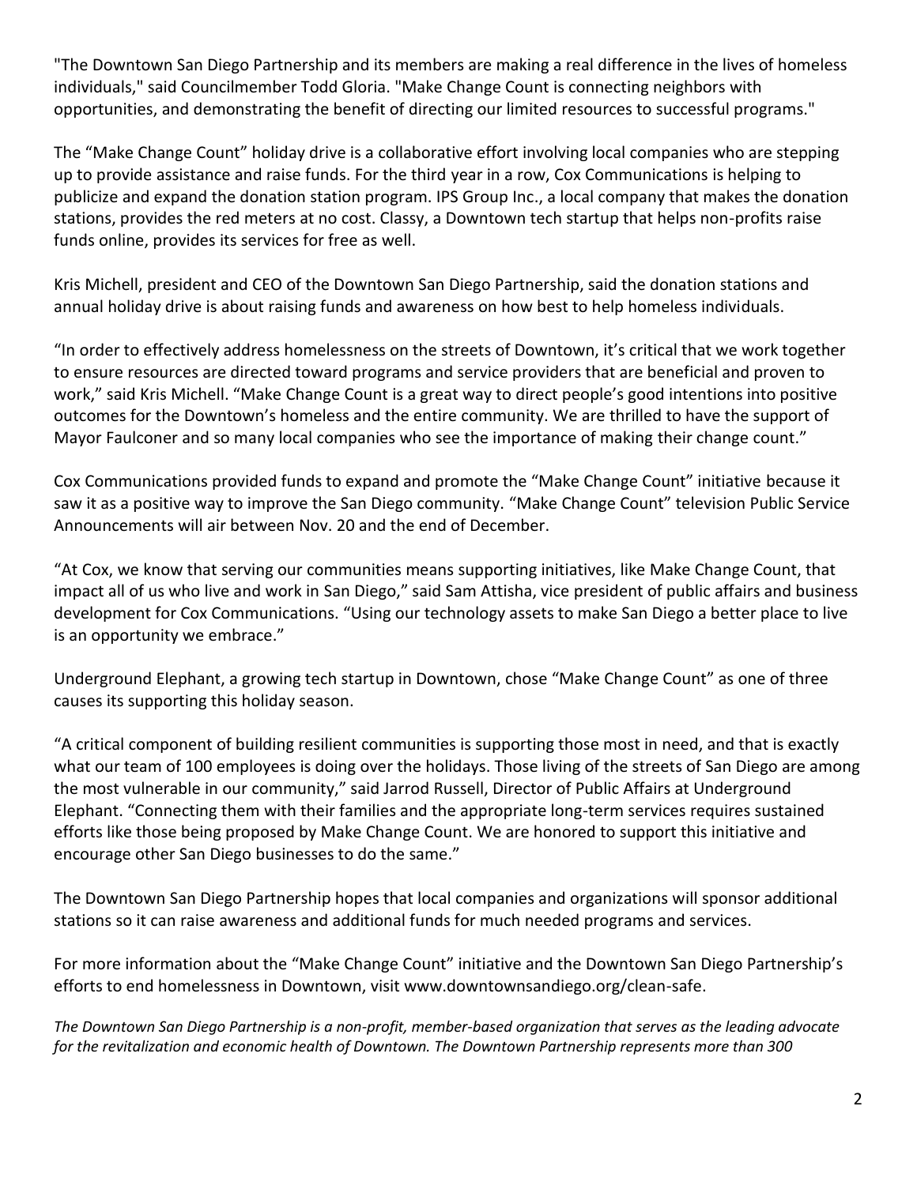"The Downtown San Diego Partnership and its members are making a real difference in the lives of homeless individuals," said Councilmember Todd Gloria. "Make Change Count is connecting neighbors with opportunities, and demonstrating the benefit of directing our limited resources to successful programs."

The "Make Change Count" holiday drive is a collaborative effort involving local companies who are stepping up to provide assistance and raise funds. For the third year in a row, Cox Communications is helping to publicize and expand the donation station program. IPS Group Inc., a local company that makes the donation stations, provides the red meters at no cost. Classy, a Downtown tech startup that helps non-profits raise funds online, provides its services for free as well.

Kris Michell, president and CEO of the Downtown San Diego Partnership, said the donation stations and annual holiday drive is about raising funds and awareness on how best to help homeless individuals.

"In order to effectively address homelessness on the streets of Downtown, it's critical that we work together to ensure resources are directed toward programs and service providers that are beneficial and proven to work," said Kris Michell. "Make Change Count is a great way to direct people's good intentions into positive outcomes for the Downtown's homeless and the entire community. We are thrilled to have the support of Mayor Faulconer and so many local companies who see the importance of making their change count."

Cox Communications provided funds to expand and promote the "Make Change Count" initiative because it saw it as a positive way to improve the San Diego community. "Make Change Count" television Public Service Announcements will air between Nov. 20 and the end of December.

"At Cox, we know that serving our communities means supporting initiatives, like Make Change Count, that impact all of us who live and work in San Diego," said Sam Attisha, vice president of public affairs and business development for Cox Communications. "Using our technology assets to make San Diego a better place to live is an opportunity we embrace."

Underground Elephant, a growing tech startup in Downtown, chose "Make Change Count" as one of three causes its supporting this holiday season.

"A critical component of building resilient communities is supporting those most in need, and that is exactly what our team of 100 employees is doing over the holidays. Those living of the streets of San Diego are among the most vulnerable in our community," said Jarrod Russell, Director of Public Affairs at Underground Elephant. "Connecting them with their families and the appropriate long-term services requires sustained efforts like those being proposed by Make Change Count. We are honored to support this initiative and encourage other San Diego businesses to do the same."

The Downtown San Diego Partnership hopes that local companies and organizations will sponsor additional stations so it can raise awareness and additional funds for much needed programs and services.

For more information about the "Make Change Count" initiative and the Downtown San Diego Partnership's efforts to end homelessness in Downtown, visit www.downtownsandiego.org/clean-safe.

*The Downtown San Diego Partnership is a non-profit, member-based organization that serves as the leading advocate for the revitalization and economic health of Downtown. The Downtown Partnership represents more than 300*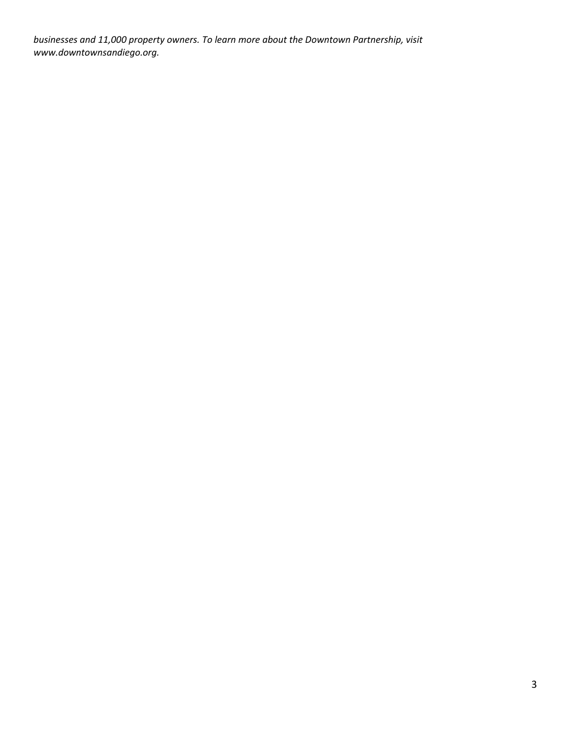*businesses and 11,000 property owners. To learn more about the Downtown Partnership, visit www.downtownsandiego.org.*